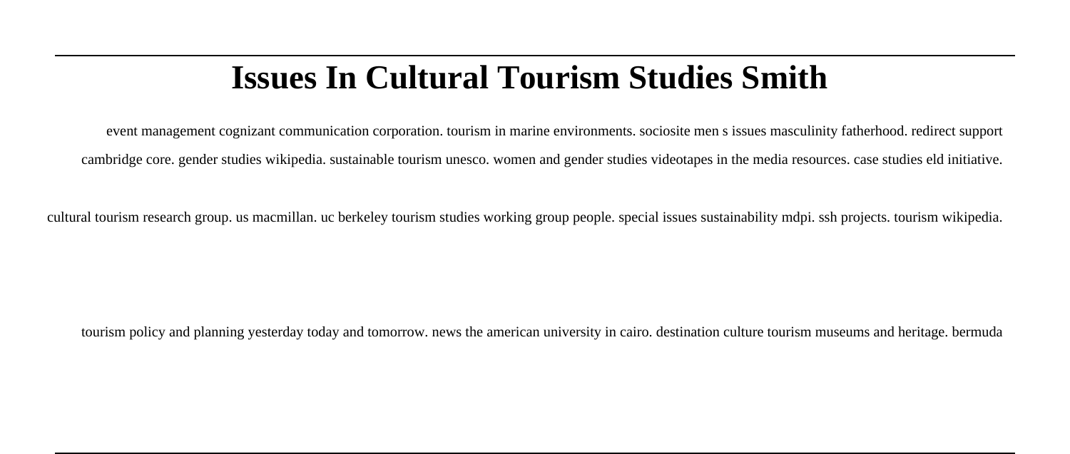# Issues In Cultural Tourism Studies Smith

event management cognizant communication corporation. tourism in marine environments. sociosite men s issues masculinity fatherhood. redirect support cambridge core. gender studies wikipedia. sustainable tourism unesco. women and gender studies videotapes in the media resources. case studies eld initiative.

cultural tourism research group. us macmillan. uc berkeley tourism studies working group people. special issues sustainability mdpi. ssh projects. tourism wikipedia.

tourism policy and planning yesterday today and tomorrow. news the american university in cairo. destination culture tourism museums and heritage. bermuda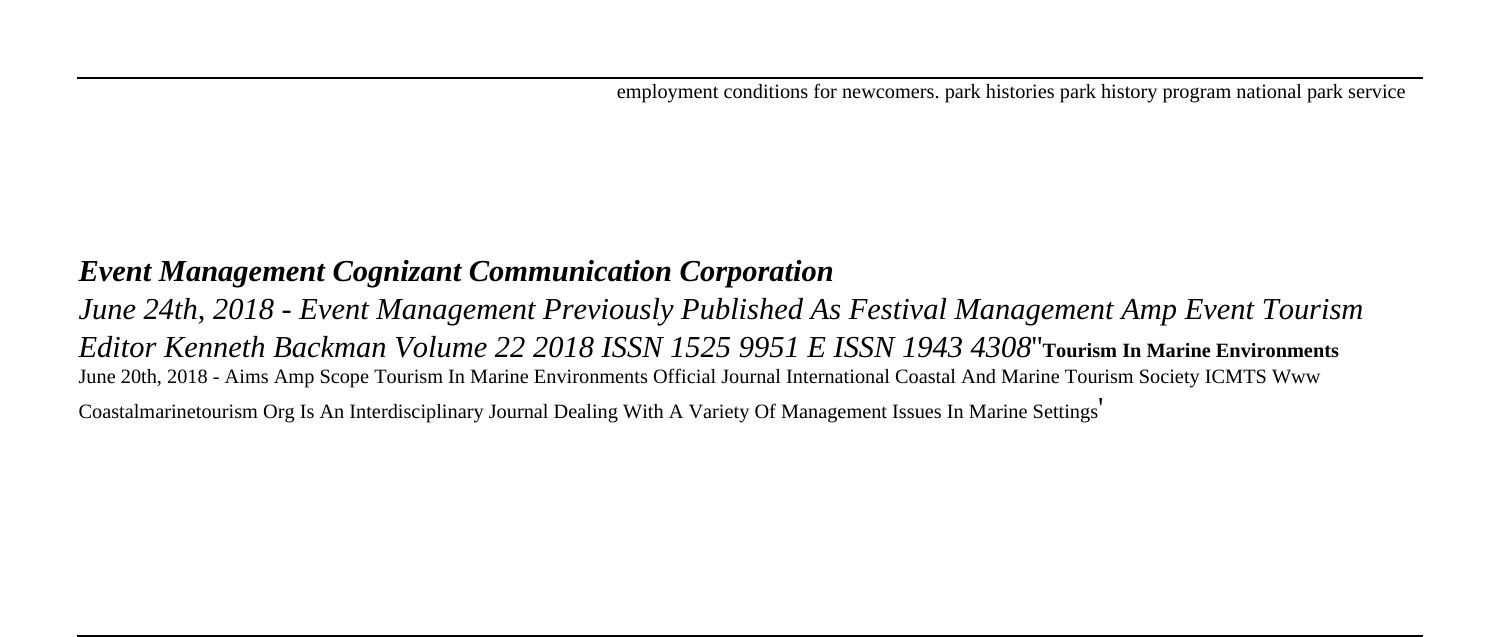employment conditions for newcomers. park histories park history program national park service

***Event Management Cognizant Communication Corporation***

*June 24th, 2018 - Event Management Previously Published As Festival Management Amp Event Tourism Editor Kenneth Backman Volume 22 2018 ISSN 1525 9951 E ISSN 1943 4308*''**Tourism In Marine Environments**

June 20th, 2018 - Aims Amp Scope Tourism In Marine Environments Official Journal International Coastal And Marine Tourism Society ICMTS Www Coastalmarinetourism Org Is An Interdisciplinary Journal Dealing With A Variety Of Management Issues In Marine Settings'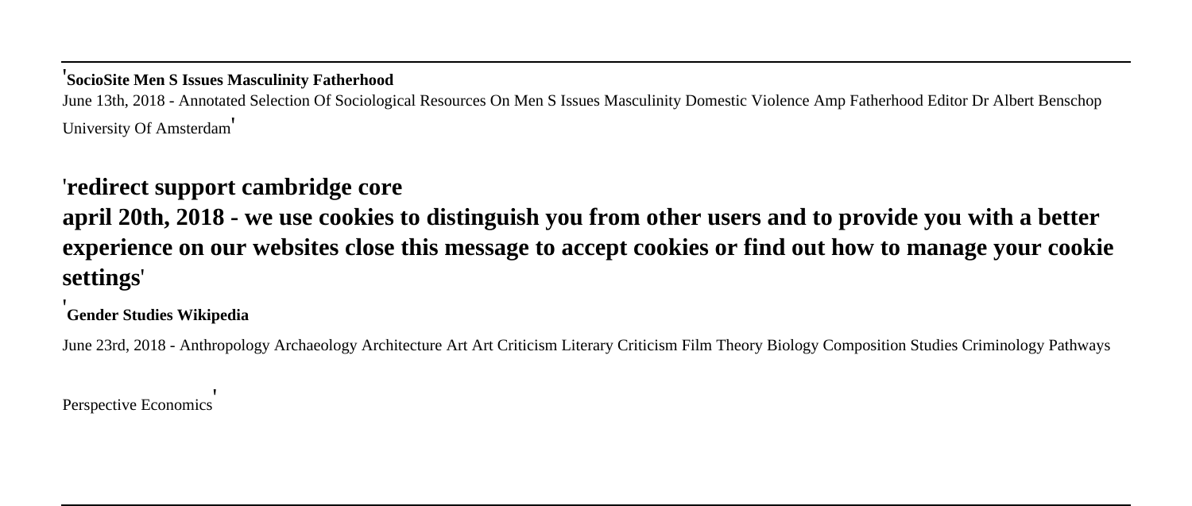'**SocioSite Men S Issues Masculinity Fatherhood**

June 13th, 2018 - Annotated Selection Of Sociological Resources On Men S Issues Masculinity Domestic Violence Amp Fatherhood Editor Dr Albert Benschop University Of Amsterdam'

'**redirect support cambridge core**

**april 20th, 2018 - we use cookies to distinguish you from other users and to provide you with a better experience on our websites close this message to accept cookies or find out how to manage your cookie settings**'

'**Gender Studies Wikipedia**

June 23rd, 2018 - Anthropology Archaeology Architecture Art Art Criticism Literary Criticism Film Theory Biology Composition Studies Criminology Pathways Perspective Economics'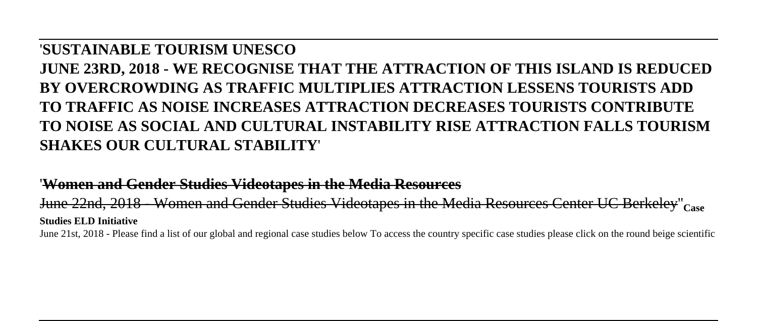'**SUSTAINABLE TOURISM UNESCO**

**JUNE 23RD, 2018 - WE RECOGNISE THAT THE ATTRACTION OF THIS ISLAND IS REDUCED BY OVERCROWDING AS TRAFFIC MULTIPLIES ATTRACTION LESSENS TOURISTS ADD TO TRAFFIC AS NOISE INCREASES ATTRACTION DECREASES TOURISTS CONTRIBUTE TO NOISE AS SOCIAL AND CULTURAL INSTABILITY RISE ATTRACTION FALLS TOURISM SHAKES OUR CULTURAL STABILITY**'

'~~**Women and Gender Studies Videotapes in the Media Resources**~~

~~June 22nd, 2018 - Women and Gender Studies Videotapes in the Media Resources Center UC Berkeley~~''**Case Studies ELD Initiative**

June 21st, 2018 - Please find a list of our global and regional case studies below To access the country specific case studies please click on the round beige scientific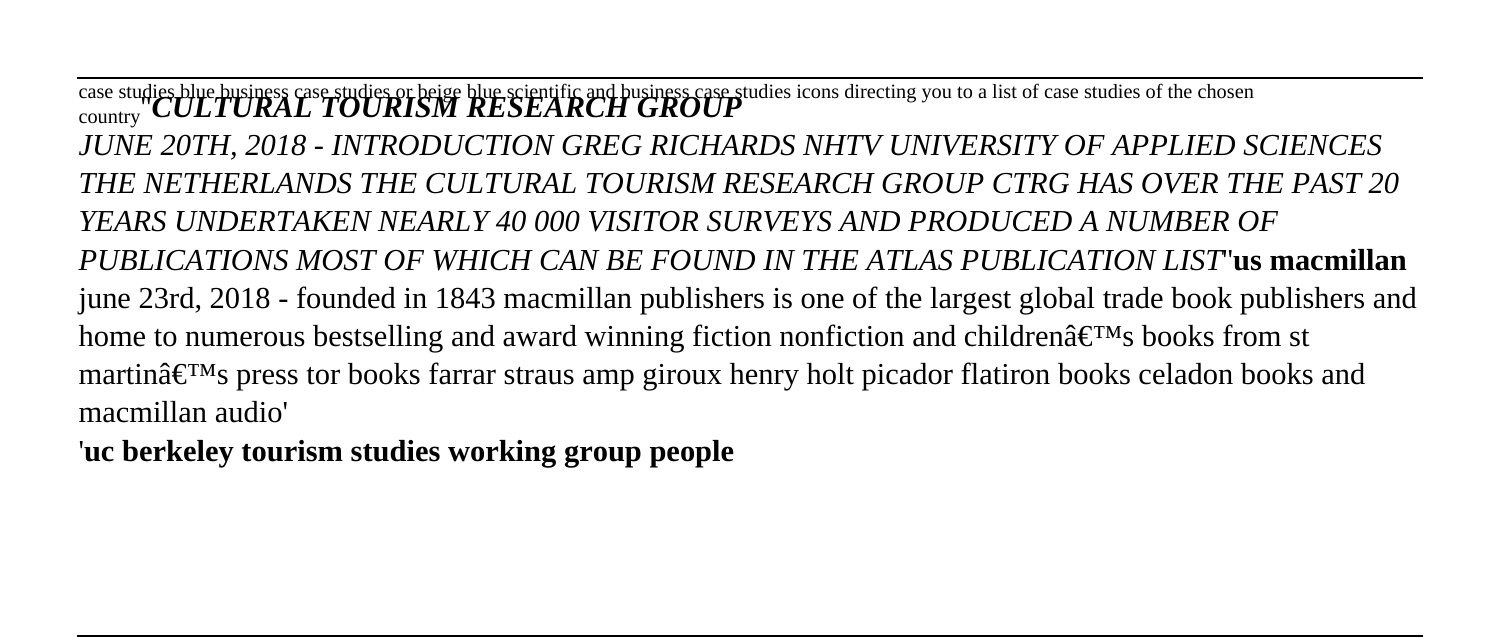case studies blue business case studies or beige blue scientific and business case studies icons directing you to a list of case studies of the chosen country''***CULTURAL TOURISM RESEARCH GROUP***

*JUNE 20TH, 2018 - INTRODUCTION GREG RICHARDS NHTV UNIVERSITY OF APPLIED SCIENCES THE NETHERLANDS THE CULTURAL TOURISM RESEARCH GROUP CTRG HAS OVER THE PAST 20 YEARS UNDERTAKEN NEARLY 40 000 VISITOR SURVEYS AND PRODUCED A NUMBER OF PUBLICATIONS MOST OF WHICH CAN BE FOUND IN THE ATLAS PUBLICATION LIST*''**us macmillan**

june 23rd, 2018 - founded in 1843 macmillan publishers is one of the largest global trade book publishers and home to numerous bestselling and award winning fiction nonfiction and childrenâ€™s books from st martinâ€™s press tor books farrar straus amp giroux henry holt picador flatiron books celadon books and macmillan audio'

'**uc berkeley tourism studies working group people**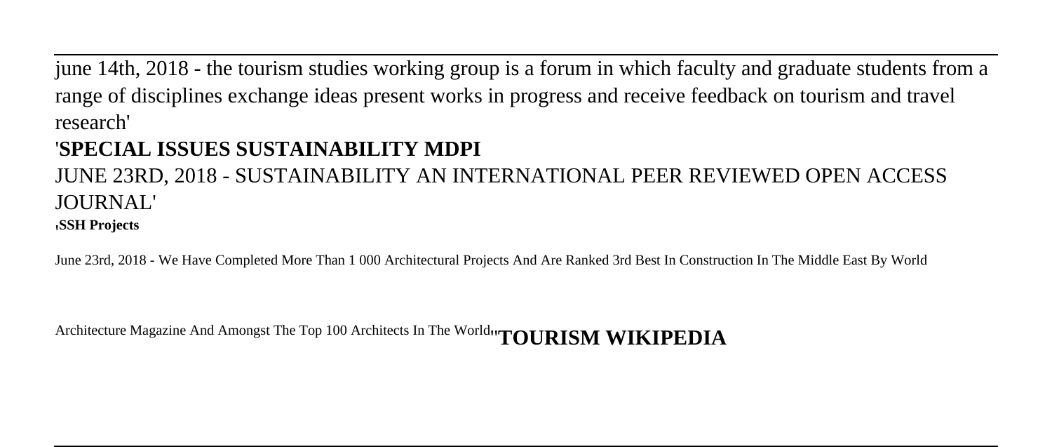june 14th, 2018 - the tourism studies working group is a forum in which faculty and graduate students from a range of disciplines exchange ideas present works in progress and receive feedback on tourism and travel research'

'**SPECIAL ISSUES SUSTAINABILITY MDPI**

JUNE 23RD, 2018 - SUSTAINABILITY AN INTERNATIONAL PEER REVIEWED OPEN ACCESS JOURNAL'

'**SSH Projects**

June 23rd, 2018 - We Have Completed More Than 1 000 Architectural Projects And Are Ranked 3rd Best In Construction In The Middle East By World Architecture Magazine And Amongst The Top 100 Architects In The World''**TOURISM WIKIPEDIA**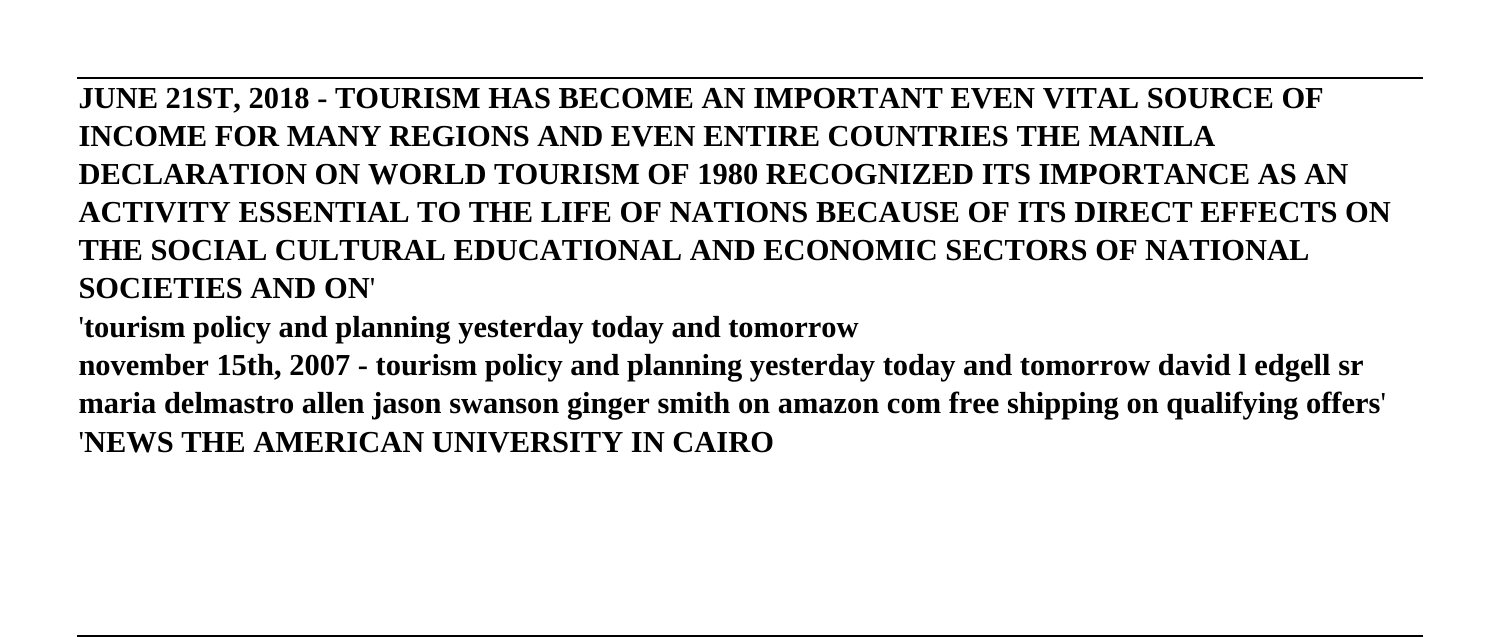**JUNE 21ST, 2018 - TOURISM HAS BECOME AN IMPORTANT EVEN VITAL SOURCE OF INCOME FOR MANY REGIONS AND EVEN ENTIRE COUNTRIES THE MANILA DECLARATION ON WORLD TOURISM OF 1980 RECOGNIZED ITS IMPORTANCE AS AN ACTIVITY ESSENTIAL TO THE LIFE OF NATIONS BECAUSE OF ITS DIRECT EFFECTS ON THE SOCIAL CULTURAL EDUCATIONAL AND ECONOMIC SECTORS OF NATIONAL SOCIETIES AND ON**'

'**tourism policy and planning yesterday today and tomorrow**

**november 15th, 2007 - tourism policy and planning yesterday today and tomorrow david l edgell sr maria delmastro allen jason swanson ginger smith on amazon com free shipping on qualifying offers**'

'**NEWS THE AMERICAN UNIVERSITY IN CAIRO**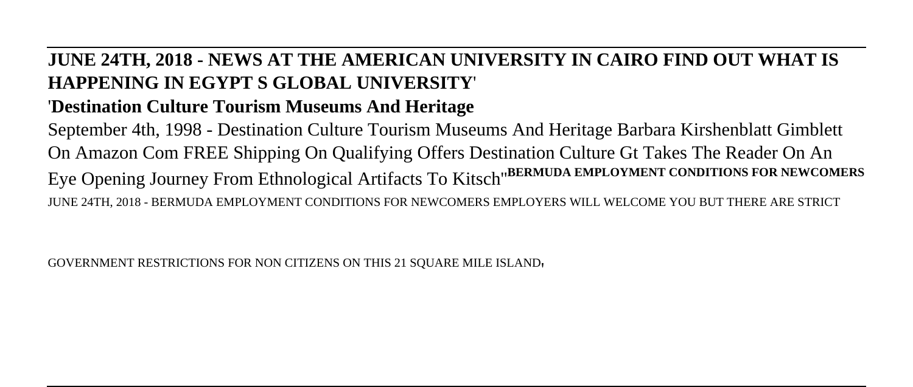**JUNE 24TH, 2018 - NEWS AT THE AMERICAN UNIVERSITY IN CAIRO FIND OUT WHAT IS HAPPENING IN EGYPT S GLOBAL UNIVERSITY**'

'**Destination Culture Tourism Museums And Heritage**

September 4th, 1998 - Destination Culture Tourism Museums And Heritage Barbara Kirshenblatt Gimblett On Amazon Com FREE Shipping On Qualifying Offers Destination Culture Gt Takes The Reader On An Eye Opening Journey From Ethnological Artifacts To Kitsch''**BERMUDA EMPLOYMENT CONDITIONS FOR NEWCOMERS**

JUNE 24TH, 2018 - BERMUDA EMPLOYMENT CONDITIONS FOR NEWCOMERS EMPLOYERS WILL WELCOME YOU BUT THERE ARE STRICT GOVERNMENT RESTRICTIONS FOR NON CITIZENS ON THIS 21 SQUARE MILE ISLAND,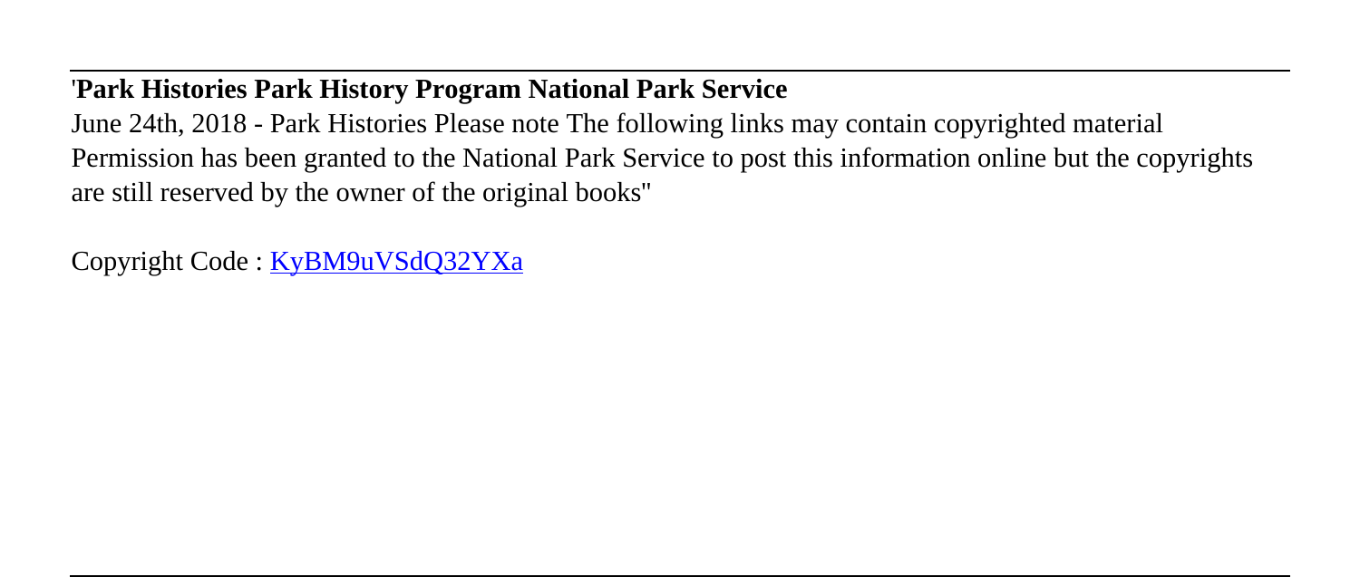'**Park Histories Park History Program National Park Service**
June 24th, 2018 - Park Histories Please note The following links may contain copyrighted material Permission has been granted to the National Park Service to post this information online but the copyrights are still reserved by the owner of the original books''

Copyright Code : KyBM9uVSdQ32YXa